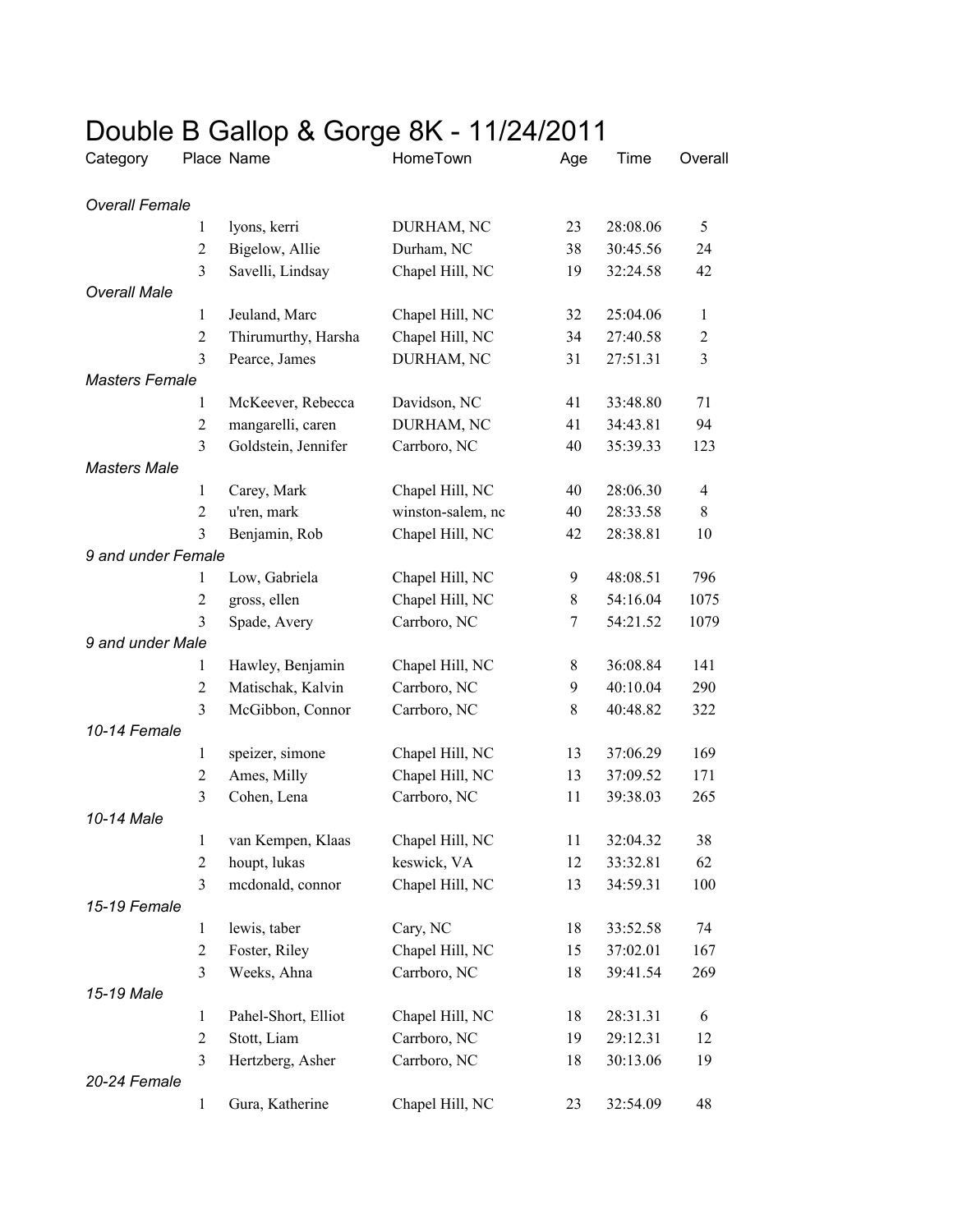# Double B Gallop & Gorge 8K - 11/24/2011

| Category | Place | Name | HomeTown | Age | Time | Overall |
|---|---|---|---|---|---|---|
| *Overall Female* | | | | | | |
| | 1 | lyons, kerri | DURHAM, NC | 23 | 28:08.06 | 5 |
| | 2 | Bigelow, Allie | Durham, NC | 38 | 30:45.56 | 24 |
| | 3 | Savelli, Lindsay | Chapel Hill, NC | 19 | 32:24.58 | 42 |
| *Overall Male* | | | | | | |
| | 1 | Jeuland, Marc | Chapel Hill, NC | 32 | 25:04.06 | 1 |
| | 2 | Thirumurthy, Harsha | Chapel Hill, NC | 34 | 27:40.58 | 2 |
| | 3 | Pearce, James | DURHAM, NC | 31 | 27:51.31 | 3 |
| *Masters Female* | | | | | | |
| | 1 | McKeever, Rebecca | Davidson, NC | 41 | 33:48.80 | 71 |
| | 2 | mangarelli, caren | DURHAM, NC | 41 | 34:43.81 | 94 |
| | 3 | Goldstein, Jennifer | Carrboro, NC | 40 | 35:39.33 | 123 |
| *Masters Male* | | | | | | |
| | 1 | Carey, Mark | Chapel Hill, NC | 40 | 28:06.30 | 4 |
| | 2 | u'ren, mark | winston-salem, nc | 40 | 28:33.58 | 8 |
| | 3 | Benjamin, Rob | Chapel Hill, NC | 42 | 28:38.81 | 10 |
| *9 and under Female* | | | | | | |
| | 1 | Low, Gabriela | Chapel Hill, NC | 9 | 48:08.51 | 796 |
| | 2 | gross, ellen | Chapel Hill, NC | 8 | 54:16.04 | 1075 |
| | 3 | Spade, Avery | Carrboro, NC | 7 | 54:21.52 | 1079 |
| *9 and under Male* | | | | | | |
| | 1 | Hawley, Benjamin | Chapel Hill, NC | 8 | 36:08.84 | 141 |
| | 2 | Matischak, Kalvin | Carrboro, NC | 9 | 40:10.04 | 290 |
| | 3 | McGibbon, Connor | Carrboro, NC | 8 | 40:48.82 | 322 |
| *10-14 Female* | | | | | | |
| | 1 | speizer, simone | Chapel Hill, NC | 13 | 37:06.29 | 169 |
| | 2 | Ames, Milly | Chapel Hill, NC | 13 | 37:09.52 | 171 |
| | 3 | Cohen, Lena | Carrboro, NC | 11 | 39:38.03 | 265 |
| *10-14 Male* | | | | | | |
| | 1 | van Kempen, Klaas | Chapel Hill, NC | 11 | 32:04.32 | 38 |
| | 2 | houpt, lukas | keswick, VA | 12 | 33:32.81 | 62 |
| | 3 | mcdonald, connor | Chapel Hill, NC | 13 | 34:59.31 | 100 |
| *15-19 Female* | | | | | | |
| | 1 | lewis, taber | Cary, NC | 18 | 33:52.58 | 74 |
| | 2 | Foster, Riley | Chapel Hill, NC | 15 | 37:02.01 | 167 |
| | 3 | Weeks, Ahna | Carrboro, NC | 18 | 39:41.54 | 269 |
| *15-19 Male* | | | | | | |
| | 1 | Pahel-Short, Elliot | Chapel Hill, NC | 18 | 28:31.31 | 6 |
| | 2 | Stott, Liam | Carrboro, NC | 19 | 29:12.31 | 12 |
| | 3 | Hertzberg, Asher | Carrboro, NC | 18 | 30:13.06 | 19 |
| *20-24 Female* | | | | | | |
| | 1 | Gura, Katherine | Chapel Hill, NC | 23 | 32:54.09 | 48 |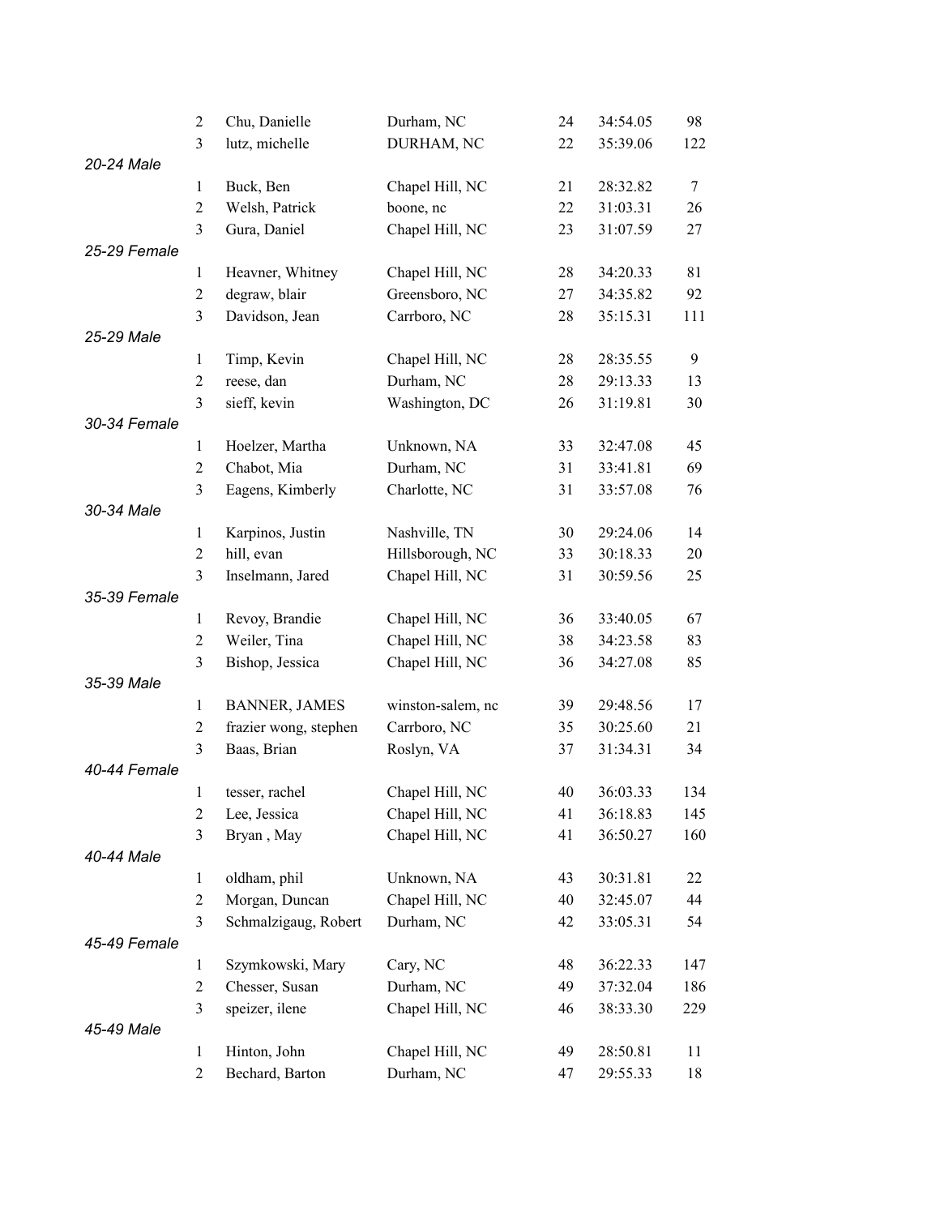| | Place | Name | City | Age | Time | Overall |
|---|---|---|---|---|---|---|
| | 2 | Chu, Danielle | Durham, NC | 24 | 34:54.05 | 98 |
| | 3 | lutz, michelle | DURHAM, NC | 22 | 35:39.06 | 122 |
| *20-24 Male* | | | | | | |
| | 1 | Buck, Ben | Chapel Hill, NC | 21 | 28:32.82 | 7 |
| | 2 | Welsh, Patrick | boone, nc | 22 | 31:03.31 | 26 |
| | 3 | Gura, Daniel | Chapel Hill, NC | 23 | 31:07.59 | 27 |
| *25-29 Female* | | | | | | |
| | 1 | Heavner, Whitney | Chapel Hill, NC | 28 | 34:20.33 | 81 |
| | 2 | degraw, blair | Greensboro, NC | 27 | 34:35.82 | 92 |
| | 3 | Davidson, Jean | Carrboro, NC | 28 | 35:15.31 | 111 |
| *25-29 Male* | | | | | | |
| | 1 | Timp, Kevin | Chapel Hill, NC | 28 | 28:35.55 | 9 |
| | 2 | reese, dan | Durham, NC | 28 | 29:13.33 | 13 |
| | 3 | sieff, kevin | Washington, DC | 26 | 31:19.81 | 30 |
| *30-34 Female* | | | | | | |
| | 1 | Hoelzer, Martha | Unknown, NA | 33 | 32:47.08 | 45 |
| | 2 | Chabot, Mia | Durham, NC | 31 | 33:41.81 | 69 |
| | 3 | Eagens, Kimberly | Charlotte, NC | 31 | 33:57.08 | 76 |
| *30-34 Male* | | | | | | |
| | 1 | Karpinos, Justin | Nashville, TN | 30 | 29:24.06 | 14 |
| | 2 | hill, evan | Hillsborough, NC | 33 | 30:18.33 | 20 |
| | 3 | Inselmann, Jared | Chapel Hill, NC | 31 | 30:59.56 | 25 |
| *35-39 Female* | | | | | | |
| | 1 | Revoy, Brandie | Chapel Hill, NC | 36 | 33:40.05 | 67 |
| | 2 | Weiler, Tina | Chapel Hill, NC | 38 | 34:23.58 | 83 |
| | 3 | Bishop, Jessica | Chapel Hill, NC | 36 | 34:27.08 | 85 |
| *35-39 Male* | | | | | | |
| | 1 | BANNER, JAMES | winston-salem, nc | 39 | 29:48.56 | 17 |
| | 2 | frazier wong, stephen | Carrboro, NC | 35 | 30:25.60 | 21 |
| | 3 | Baas, Brian | Roslyn, VA | 37 | 31:34.31 | 34 |
| *40-44 Female* | | | | | | |
| | 1 | tesser, rachel | Chapel Hill, NC | 40 | 36:03.33 | 134 |
| | 2 | Lee, Jessica | Chapel Hill, NC | 41 | 36:18.83 | 145 |
| | 3 | Bryan , May | Chapel Hill, NC | 41 | 36:50.27 | 160 |
| *40-44 Male* | | | | | | |
| | 1 | oldham, phil | Unknown, NA | 43 | 30:31.81 | 22 |
| | 2 | Morgan, Duncan | Chapel Hill, NC | 40 | 32:45.07 | 44 |
| | 3 | Schmalzigaug, Robert | Durham, NC | 42 | 33:05.31 | 54 |
| *45-49 Female* | | | | | | |
| | 1 | Szymkowski, Mary | Cary, NC | 48 | 36:22.33 | 147 |
| | 2 | Chesser, Susan | Durham, NC | 49 | 37:32.04 | 186 |
| | 3 | speizer, ilene | Chapel Hill, NC | 46 | 38:33.30 | 229 |
| *45-49 Male* | | | | | | |
| | 1 | Hinton, John | Chapel Hill, NC | 49 | 28:50.81 | 11 |
| | 2 | Bechard, Barton | Durham, NC | 47 | 29:55.33 | 18 |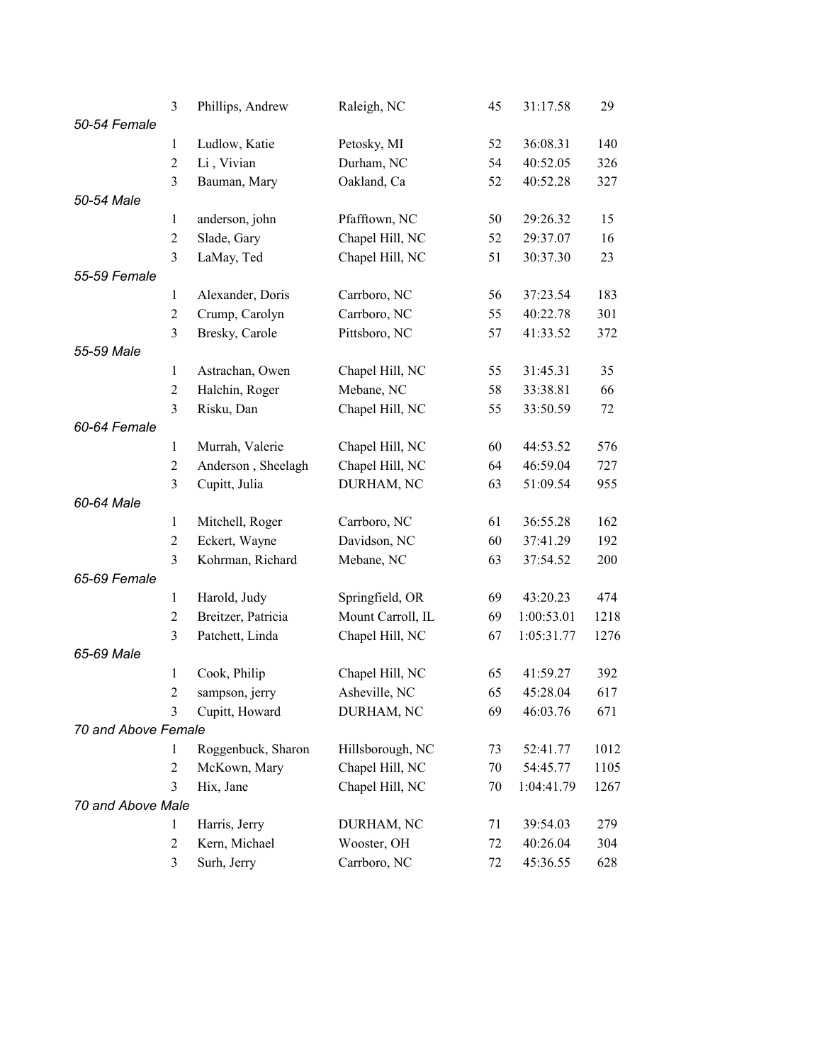| | | | | | | |
|---|---|---|---|---|---|---|
| | 3 | Phillips, Andrew | Raleigh, NC | 45 | 31:17.58 | 29 |
| *50-54 Female* | | | | | | |
| | 1 | Ludlow, Katie | Petosky, MI | 52 | 36:08.31 | 140 |
| | 2 | Li , Vivian | Durham, NC | 54 | 40:52.05 | 326 |
| | 3 | Bauman, Mary | Oakland, Ca | 52 | 40:52.28 | 327 |
| *50-54 Male* | | | | | | |
| | 1 | anderson, john | Pfafftown, NC | 50 | 29:26.32 | 15 |
| | 2 | Slade, Gary | Chapel Hill, NC | 52 | 29:37.07 | 16 |
| | 3 | LaMay, Ted | Chapel Hill, NC | 51 | 30:37.30 | 23 |
| *55-59 Female* | | | | | | |
| | 1 | Alexander, Doris | Carrboro, NC | 56 | 37:23.54 | 183 |
| | 2 | Crump, Carolyn | Carrboro, NC | 55 | 40:22.78 | 301 |
| | 3 | Bresky, Carole | Pittsboro, NC | 57 | 41:33.52 | 372 |
| *55-59 Male* | | | | | | |
| | 1 | Astrachan, Owen | Chapel Hill, NC | 55 | 31:45.31 | 35 |
| | 2 | Halchin, Roger | Mebane, NC | 58 | 33:38.81 | 66 |
| | 3 | Risku, Dan | Chapel Hill, NC | 55 | 33:50.59 | 72 |
| *60-64 Female* | | | | | | |
| | 1 | Murrah, Valerie | Chapel Hill, NC | 60 | 44:53.52 | 576 |
| | 2 | Anderson , Sheelagh | Chapel Hill, NC | 64 | 46:59.04 | 727 |
| | 3 | Cupitt, Julia | DURHAM, NC | 63 | 51:09.54 | 955 |
| *60-64 Male* | | | | | | |
| | 1 | Mitchell, Roger | Carrboro, NC | 61 | 36:55.28 | 162 |
| | 2 | Eckert, Wayne | Davidson, NC | 60 | 37:41.29 | 192 |
| | 3 | Kohrman, Richard | Mebane, NC | 63 | 37:54.52 | 200 |
| *65-69 Female* | | | | | | |
| | 1 | Harold, Judy | Springfield, OR | 69 | 43:20.23 | 474 |
| | 2 | Breitzer, Patricia | Mount Carroll, IL | 69 | 1:00:53.01 | 1218 |
| | 3 | Patchett, Linda | Chapel Hill, NC | 67 | 1:05:31.77 | 1276 |
| *65-69 Male* | | | | | | |
| | 1 | Cook, Philip | Chapel Hill, NC | 65 | 41:59.27 | 392 |
| | 2 | sampson, jerry | Asheville, NC | 65 | 45:28.04 | 617 |
| | 3 | Cupitt, Howard | DURHAM, NC | 69 | 46:03.76 | 671 |
| *70 and Above Female* | | | | | | |
| | 1 | Roggenbuck, Sharon | Hillsborough, NC | 73 | 52:41.77 | 1012 |
| | 2 | McKown, Mary | Chapel Hill, NC | 70 | 54:45.77 | 1105 |
| | 3 | Hix, Jane | Chapel Hill, NC | 70 | 1:04:41.79 | 1267 |
| *70 and Above Male* | | | | | | |
| | 1 | Harris, Jerry | DURHAM, NC | 71 | 39:54.03 | 279 |
| | 2 | Kern, Michael | Wooster, OH | 72 | 40:26.04 | 304 |
| | 3 | Surh, Jerry | Carrboro, NC | 72 | 45:36.55 | 628 |